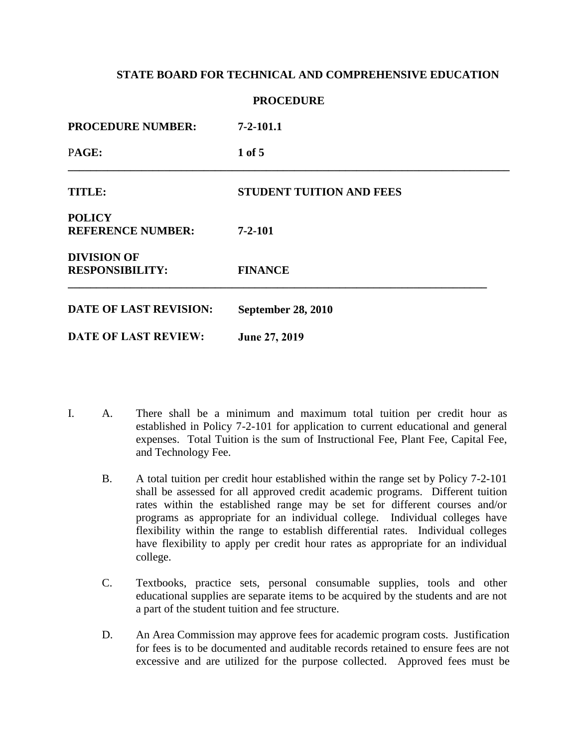**STATE BOARD FOR TECHNICAL AND COMPREHENSIVE EDUCATION**

**PROCEDURE**

| | |
|---|---|
| **PROCEDURE NUMBER:** | **7-2-101.1** |
| **PAGE:** | **1 of 5** |

---

| | |
|---|---|
| **TITLE:** | **STUDENT TUITION AND FEES** |
| **POLICY REFERENCE NUMBER:** | **7-2-101** |
| **DIVISION OF RESPONSIBILITY:** | **FINANCE** |

---

| | |
|---|---|
| **DATE OF LAST REVISION:** | **September 28, 2010** |
| **DATE OF LAST REVIEW:** | **June 27, 2019** |

I. A. There shall be a minimum and maximum total tuition per credit hour as established in Policy 7-2-101 for application to current educational and general expenses. Total Tuition is the sum of Instructional Fee, Plant Fee, Capital Fee, and Technology Fee.

B. A total tuition per credit hour established within the range set by Policy 7-2-101 shall be assessed for all approved credit academic programs. Different tuition rates within the established range may be set for different courses and/or programs as appropriate for an individual college. Individual colleges have flexibility within the range to establish differential rates. Individual colleges have flexibility to apply per credit hour rates as appropriate for an individual college.

C. Textbooks, practice sets, personal consumable supplies, tools and other educational supplies are separate items to be acquired by the students and are not a part of the student tuition and fee structure.

D. An Area Commission may approve fees for academic program costs. Justification for fees is to be documented and auditable records retained to ensure fees are not excessive and are utilized for the purpose collected. Approved fees must be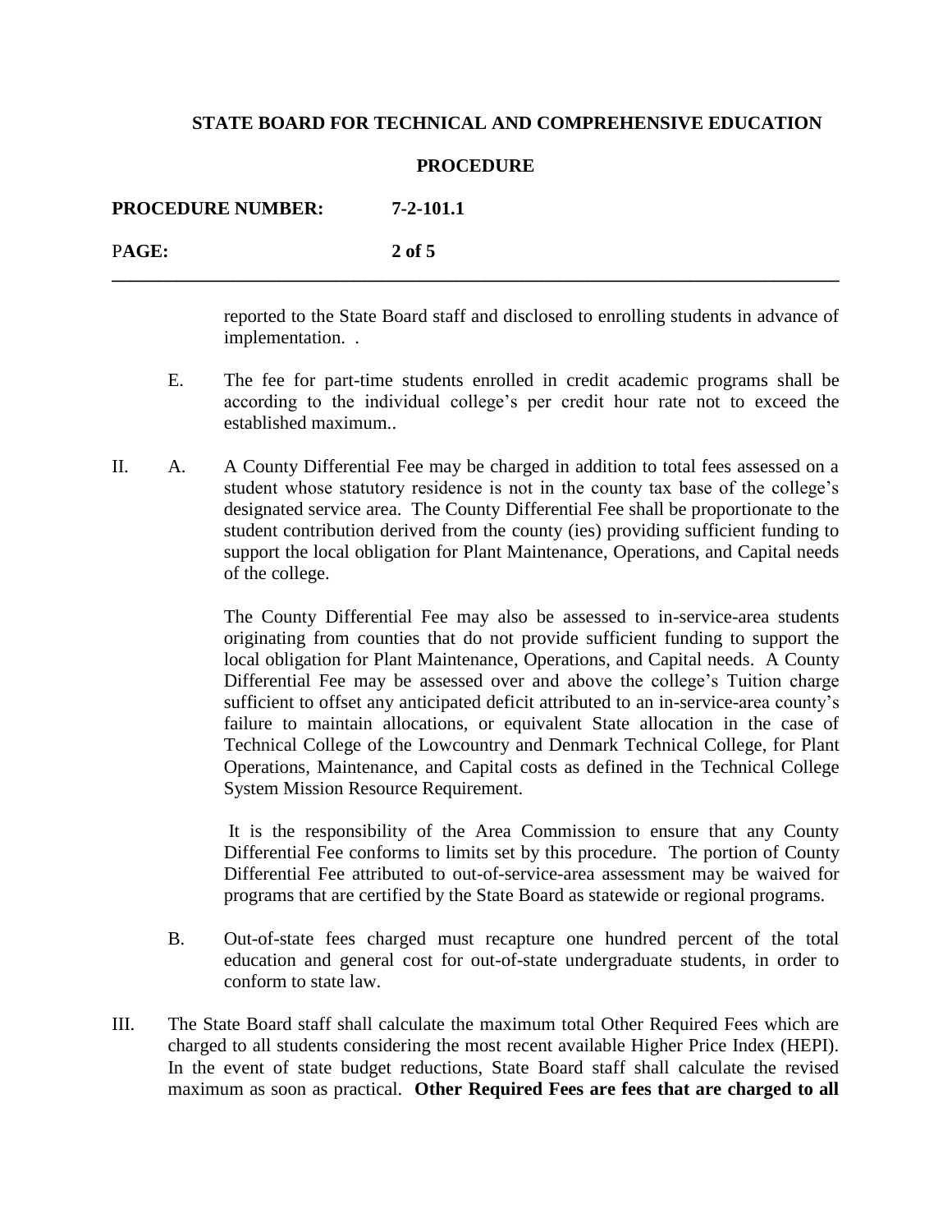reported to the State Board staff and disclosed to enrolling students in advance of implementation.  .

E. The fee for part-time students enrolled in credit academic programs shall be according to the individual college's per credit hour rate not to exceed the established maximum..

II. A. A County Differential Fee may be charged in addition to total fees assessed on a student whose statutory residence is not in the county tax base of the college's designated service area. The County Differential Fee shall be proportionate to the student contribution derived from the county (ies) providing sufficient funding to support the local obligation for Plant Maintenance, Operations, and Capital needs of the college.

The County Differential Fee may also be assessed to in-service-area students originating from counties that do not provide sufficient funding to support the local obligation for Plant Maintenance, Operations, and Capital needs. A County Differential Fee may be assessed over and above the college's Tuition charge sufficient to offset any anticipated deficit attributed to an in-service-area county's failure to maintain allocations, or equivalent State allocation in the case of Technical College of the Lowcountry and Denmark Technical College, for Plant Operations, Maintenance, and Capital costs as defined in the Technical College System Mission Resource Requirement.

It is the responsibility of the Area Commission to ensure that any County Differential Fee conforms to limits set by this procedure. The portion of County Differential Fee attributed to out-of-service-area assessment may be waived for programs that are certified by the State Board as statewide or regional programs.

B. Out-of-state fees charged must recapture one hundred percent of the total education and general cost for out-of-state undergraduate students, in order to conform to state law.

III. The State Board staff shall calculate the maximum total Other Required Fees which are charged to all students considering the most recent available Higher Price Index (HEPI). In the event of state budget reductions, State Board staff shall calculate the revised maximum as soon as practical. **Other Required Fees are fees that are charged to all**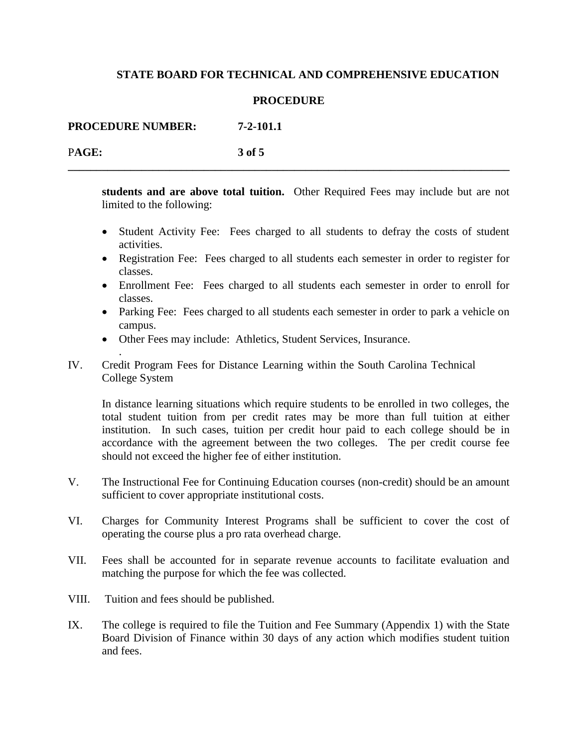**students and are above total tuition.** Other Required Fees may include but are not limited to the following:

- Student Activity Fee: Fees charged to all students to defray the costs of student activities.
- Registration Fee: Fees charged to all students each semester in order to register for classes.
- Enrollment Fee: Fees charged to all students each semester in order to enroll for classes.
- Parking Fee: Fees charged to all students each semester in order to park a vehicle on campus.
- Other Fees may include: Athletics, Student Services, Insurance.

IV. Credit Program Fees for Distance Learning within the South Carolina Technical College System

In distance learning situations which require students to be enrolled in two colleges, the total student tuition from per credit rates may be more than full tuition at either institution. In such cases, tuition per credit hour paid to each college should be in accordance with the agreement between the two colleges. The per credit course fee should not exceed the higher fee of either institution.

V. The Instructional Fee for Continuing Education courses (non-credit) should be an amount sufficient to cover appropriate institutional costs.

VI. Charges for Community Interest Programs shall be sufficient to cover the cost of operating the course plus a pro rata overhead charge.

VII. Fees shall be accounted for in separate revenue accounts to facilitate evaluation and matching the purpose for which the fee was collected.

VIII. Tuition and fees should be published.

IX. The college is required to file the Tuition and Fee Summary (Appendix 1) with the State Board Division of Finance within 30 days of any action which modifies student tuition and fees.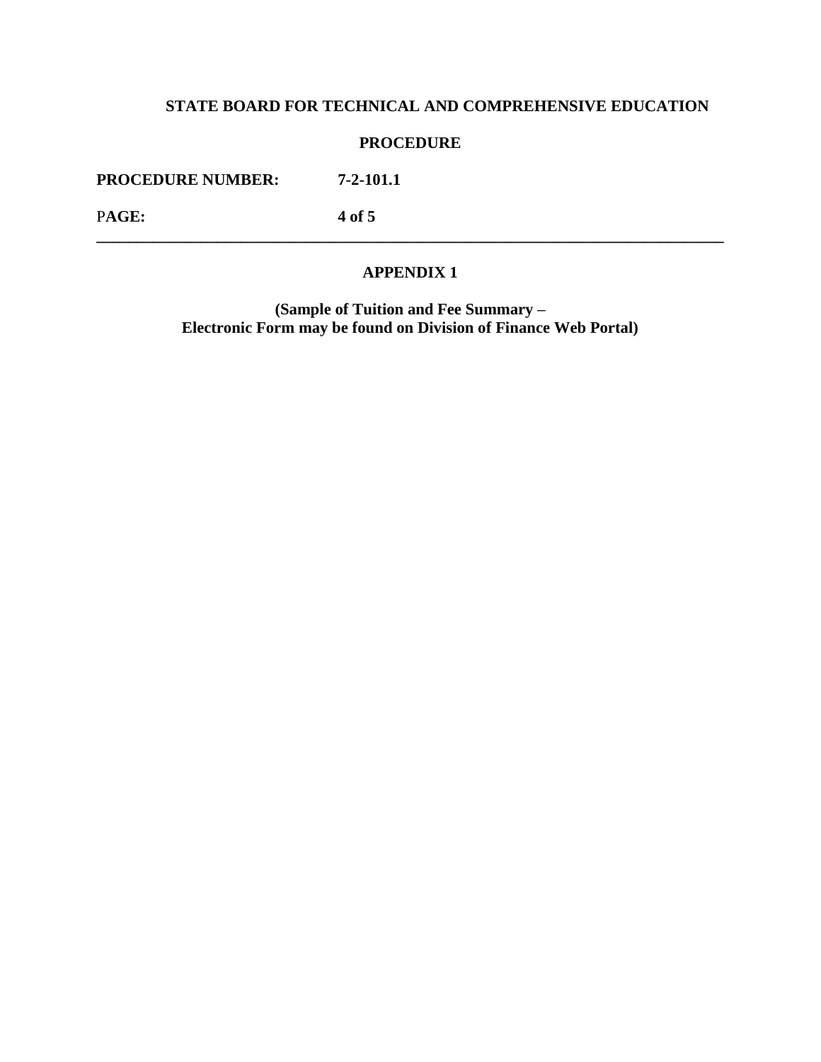**STATE BOARD FOR TECHNICAL AND COMPREHENSIVE EDUCATION**

**PROCEDURE**

**PROCEDURE NUMBER:** **7-2-101.1**

**PAGE:** **4 of 5**

---

## APPENDIX 1

**(Sample of Tuition and Fee Summary –
Electronic Form may be found on Division of Finance Web Portal)**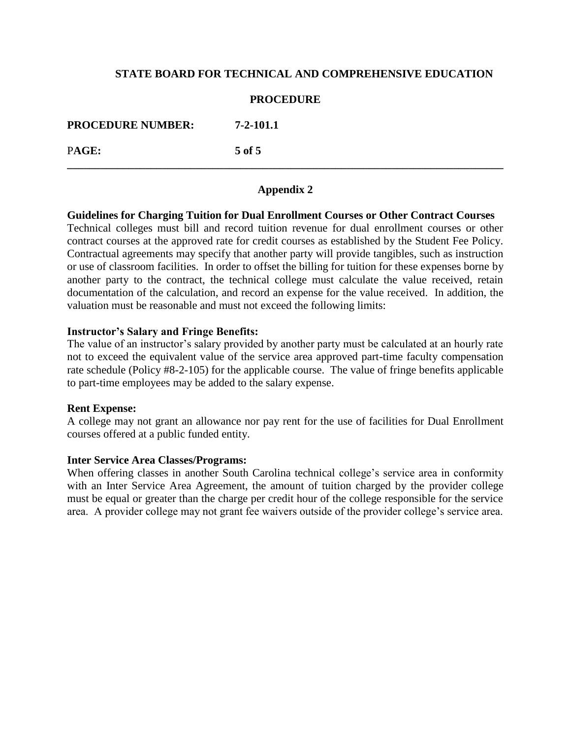## Appendix 2

**Guidelines for Charging Tuition for Dual Enrollment Courses or Other Contract Courses**
Technical colleges must bill and record tuition revenue for dual enrollment courses or other contract courses at the approved rate for credit courses as established by the Student Fee Policy. Contractual agreements may specify that another party will provide tangibles, such as instruction or use of classroom facilities. In order to offset the billing for tuition for these expenses borne by another party to the contract, the technical college must calculate the value received, retain documentation of the calculation, and record an expense for the value received. In addition, the valuation must be reasonable and must not exceed the following limits:

**Instructor's Salary and Fringe Benefits:**
The value of an instructor's salary provided by another party must be calculated at an hourly rate not to exceed the equivalent value of the service area approved part-time faculty compensation rate schedule (Policy #8-2-105) for the applicable course. The value of fringe benefits applicable to part-time employees may be added to the salary expense.

**Rent Expense:**
A college may not grant an allowance nor pay rent for the use of facilities for Dual Enrollment courses offered at a public funded entity.

**Inter Service Area Classes/Programs:**
When offering classes in another South Carolina technical college's service area in conformity with an Inter Service Area Agreement, the amount of tuition charged by the provider college must be equal or greater than the charge per credit hour of the college responsible for the service area. A provider college may not grant fee waivers outside of the provider college's service area.